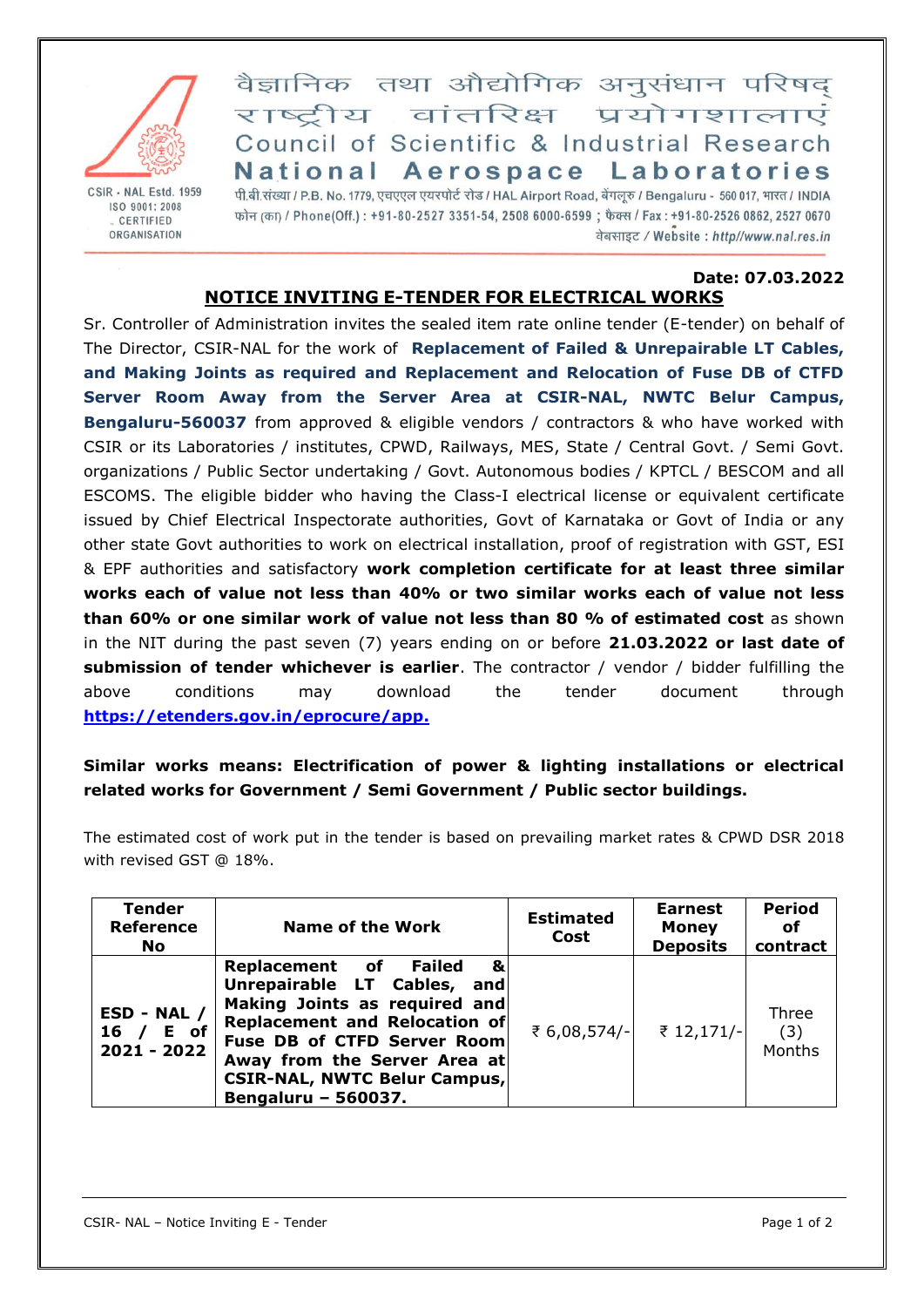वैज्ञानिक तथा औद्योगिक अनुसंधान परिषद्
राष्ट्रीय वांतरिक्ष प्रयोगशालाएं
Council of Scientific & Industrial Research
**National Aerospace Laboratories**

CSIR - NAL Estd. 1959
ISO 9001: 2008 CERTIFIED ORGANISATION

पी.बी.संख्या / P.B. No. 1779, एचएएल एयरपोर्ट रोड / HAL Airport Road, बेंगलूरु / Bengaluru - 560 017, भारत / INDIA
फोन (का) / Phone(Off.) : +91-80-2527 3351-54, 2508 6000-6599 ; फैक्स / Fax : +91-80-2526 0862, 2527 0670
वेबसाइट / Website : http//www.nal.res.in

**Date: 07.03.2022**

## NOTICE INVITING E-TENDER FOR ELECTRICAL WORKS

Sr. Controller of Administration invites the sealed item rate online tender (E-tender) on behalf of The Director, CSIR-NAL for the work of **Replacement of Failed & Unrepairable LT Cables, and Making Joints as required and Replacement and Relocation of Fuse DB of CTFD Server Room Away from the Server Area at CSIR-NAL, NWTC Belur Campus, Bengaluru-560037** from approved & eligible vendors / contractors & who have worked with CSIR or its Laboratories / institutes, CPWD, Railways, MES, State / Central Govt. / Semi Govt. organizations / Public Sector undertaking / Govt. Autonomous bodies / KPTCL / BESCOM and all ESCOMS. The eligible bidder who having the Class-I electrical license or equivalent certificate issued by Chief Electrical Inspectorate authorities, Govt of Karnataka or Govt of India or any other state Govt authorities to work on electrical installation, proof of registration with GST, ESI & EPF authorities and satisfactory **work completion certificate for at least three similar works each of value not less than 40% or two similar works each of value not less than 60% or one similar work of value not less than 80 % of estimated cost** as shown in the NIT during the past seven (7) years ending on or before **21.03.2022 or last date of submission of tender whichever is earlier**. The contractor / vendor / bidder fulfilling the above conditions may download the tender document through **https://etenders.gov.in/eprocure/app.**

**Similar works means: Electrification of power & lighting installations or electrical related works for Government / Semi Government / Public sector buildings.**

The estimated cost of work put in the tender is based on prevailing market rates & CPWD DSR 2018 with revised GST @ 18%.

| Tender Reference No | Name of the Work | Estimated Cost | Earnest Money Deposits | Period of contract |
|---|---|---|---|---|
| **ESD - NAL / 16 / E of 2021 - 2022** | **Replacement of Failed & Unrepairable LT Cables, and Making Joints as required and Replacement and Relocation of Fuse DB of CTFD Server Room Away from the Server Area at CSIR-NAL, NWTC Belur Campus, Bengaluru – 560037.** | ₹ 6,08,574/- | ₹ 12,171/- | Three (3) Months |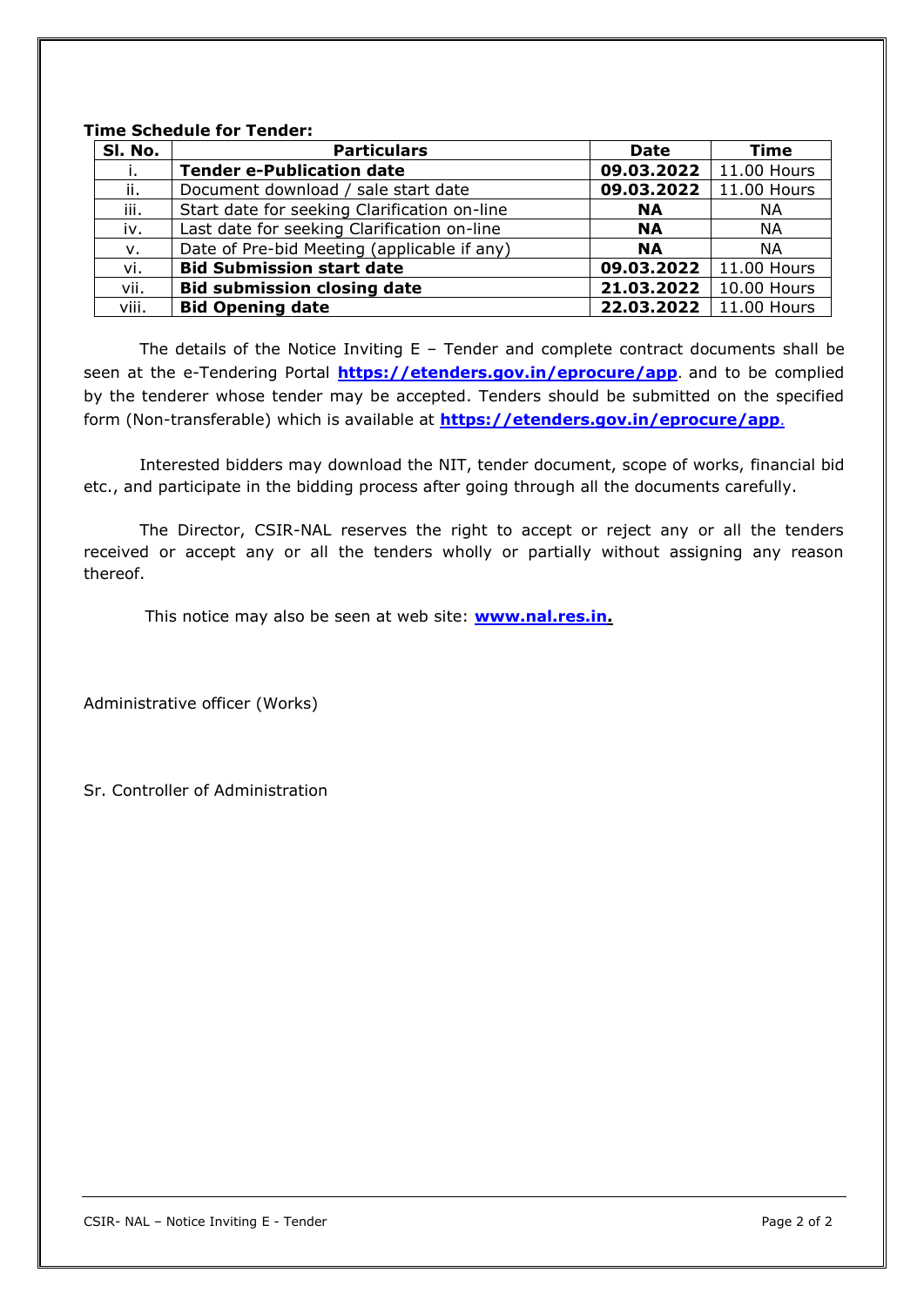**Time Schedule for Tender:**

| Sl. No. | Particulars | Date | Time |
|---|---|---|---|
| i. | **Tender e-Publication date** | **09.03.2022** | 11.00 Hours |
| ii. | Document download / sale start date | **09.03.2022** | 11.00 Hours |
| iii. | Start date for seeking Clarification on-line | **NA** | NA |
| iv. | Last date for seeking Clarification on-line | **NA** | NA |
| v. | Date of Pre-bid Meeting (applicable if any) | **NA** | NA |
| vi. | **Bid Submission start date** | **09.03.2022** | 11.00 Hours |
| vii. | **Bid submission closing date** | **21.03.2022** | 10.00 Hours |
| viii. | **Bid Opening date** | **22.03.2022** | 11.00 Hours |

The details of the Notice Inviting E – Tender and complete contract documents shall be seen at the e-Tendering Portal **https://etenders.gov.in/eprocure/app**. and to be complied by the tenderer whose tender may be accepted. Tenders should be submitted on the specified form (Non-transferable) which is available at **https://etenders.gov.in/eprocure/app**.

Interested bidders may download the NIT, tender document, scope of works, financial bid etc., and participate in the bidding process after going through all the documents carefully.

The Director, CSIR-NAL reserves the right to accept or reject any or all the tenders received or accept any or all the tenders wholly or partially without assigning any reason thereof.

This notice may also be seen at web site: **www.nal.res.in.**

Administrative officer (Works)

Sr. Controller of Administration